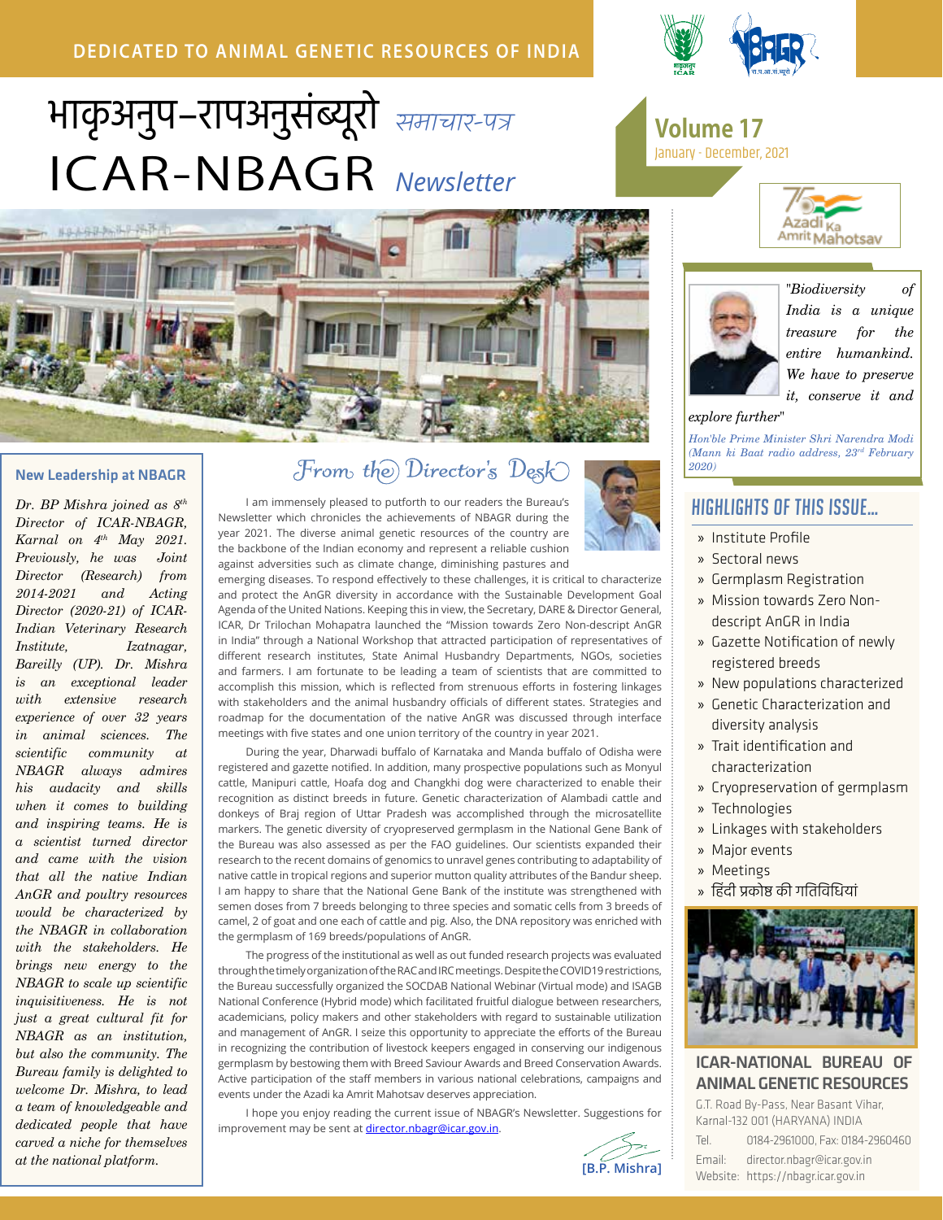DEDICATED TO ANIMAL GENETIC RESOURCES OF INDIA

# भाकृअनुप–रापअनुसंब्यूरो *समाचार-पत्र*
# ICAR-NBAGR *Newsletter*

**Volume 17**
January - December, 2021

*"Biodiversity of India is a unique treasure for the entire humankind. We have to preserve it, conserve it and explore further"*

*Hon'ble Prime Minister Shri Narendra Modi (Mann ki Baat radio address, 23rd February 2020)*

## HIGHLIGHTS OF THIS ISSUE...

- Institute Profile
- Sectoral news
- Germplasm Registration
- Mission towards Zero Non-descript AnGR in India
- Gazette Notification of newly registered breeds
- New populations characterized
- Genetic Characterization and diversity analysis
- Trait identification and characterization
- Cryopreservation of germplasm
- Technologies
- Linkages with stakeholders
- Major events
- Meetings
- हिंदी प्रकोष्ठ की गतिविधियां

## New Leadership at NBAGR

*Dr. BP Mishra joined as 8th Director of ICAR-NBAGR, Karnal on 4th May 2021. Previously, he was Joint Director (Research) from 2014-2021 and Acting Director (2020-21) of ICAR-Indian Veterinary Research Institute, Izatnagar, Bareilly (UP). Dr. Mishra is an exceptional leader with extensive research experience of over 32 years in animal sciences. The scientific community at NBAGR always admires his audacity and skills when it comes to building and inspiring teams. He is a scientist turned director and came with the vision that all the native Indian AnGR and poultry resources would be characterized by the NBAGR in collaboration with the stakeholders. He brings new energy to the NBAGR to scale up scientific inquisitiveness. He is not just a great cultural fit for NBAGR as an institution, but also the community. The Bureau family is delighted to welcome Dr. Mishra, to lead a team of knowledgeable and dedicated people that have carved a niche for themselves at the national platform.*

## From the Director's Desk

I am immensely pleased to putforth to our readers the Bureau's Newsletter which chronicles the achievements of NBAGR during the year 2021. The diverse animal genetic resources of the country are the backbone of the Indian economy and represent a reliable cushion against adversities such as climate change, diminishing pastures and emerging diseases. To respond effectively to these challenges, it is critical to characterize and protect the AnGR diversity in accordance with the Sustainable Development Goal Agenda of the United Nations. Keeping this in view, the Secretary, DARE & Director General, ICAR, Dr Trilochan Mohapatra launched the "Mission towards Zero Non-descript AnGR in India" through a National Workshop that attracted participation of representatives of different research institutes, State Animal Husbandry Departments, NGOs, societies and farmers. I am fortunate to be leading a team of scientists that are committed to accomplish this mission, which is reflected from strenuous efforts in fostering linkages with stakeholders and the animal husbandry officials of different states. Strategies and roadmap for the documentation of the native AnGR was discussed through interface meetings with five states and one union territory of the country in year 2021.

During the year, Dharwadi buffalo of Karnataka and Manda buffalo of Odisha were registered and gazette notified. In addition, many prospective populations such as Monyul cattle, Manipuri cattle, Hoafa dog and Changkhi dog were characterized to enable their recognition as distinct breeds in future. Genetic characterization of Alambadi cattle and donkeys of Braj region of Uttar Pradesh was accomplished through the microsatellite markers. The genetic diversity of cryopreserved germplasm in the National Gene Bank of the Bureau was also assessed as per the FAO guidelines. Our scientists expanded their research to the recent domains of genomics to unravel genes contributing to adaptability of native cattle in tropical regions and superior mutton quality attributes of the Bandur sheep. I am happy to share that the National Gene Bank of the institute was strengthened with semen doses from 7 breeds belonging to three species and somatic cells from 3 breeds of camel, 2 of goat and one each of cattle and pig. Also, the DNA repository was enriched with the germplasm of 169 breeds/populations of AnGR.

The progress of the institutional as well as out funded research projects was evaluated through the timely organization of the RAC and IRC meetings. Despite the COVID19 restrictions, the Bureau successfully organized the SOCDAB National Webinar (Virtual mode) and ISAGB National Conference (Hybrid mode) which facilitated fruitful dialogue between researchers, academicians, policy makers and other stakeholders with regard to sustainable utilization and management of AnGR. I seize this opportunity to appreciate the efforts of the Bureau in recognizing the contribution of livestock keepers engaged in conserving our indigenous germplasm by bestowing them with Breed Saviour Awards and Breed Conservation Awards. Active participation of the staff members in various national celebrations, campaigns and events under the Azadi ka Amrit Mahotsav deserves appreciation.

I hope you enjoy reading the current issue of NBAGR's Newsletter. Suggestions for improvement may be sent at director.nbagr@icar.gov.in.

[B.P. Mishra]

**ICAR-NATIONAL BUREAU OF ANIMAL GENETIC RESOURCES**

G.T. Road By-Pass, Near Basant Vihar, Karnal-132 001 (HARYANA) INDIA

Tel. 0184-2961000, Fax: 0184-2960460

Email: director.nbagr@icar.gov.in

Website: https://nbagr.icar.gov.in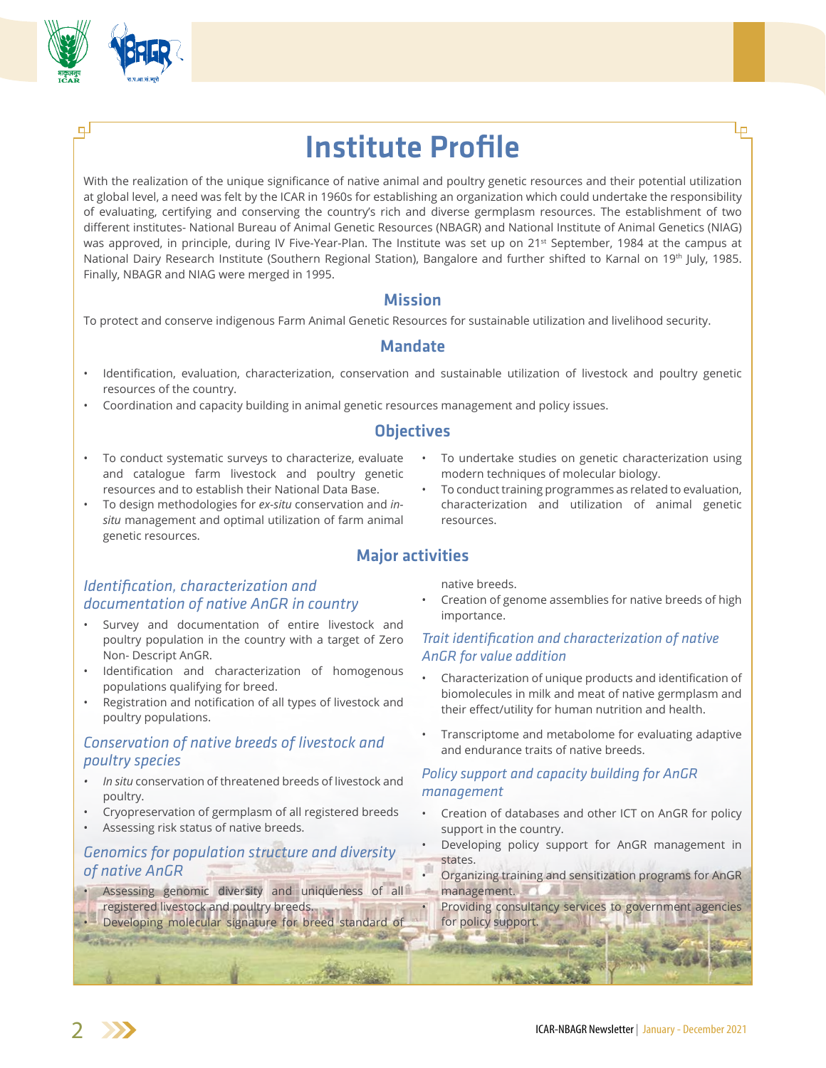# Institute Profile

With the realization of the unique significance of native animal and poultry genetic resources and their potential utilization at global level, a need was felt by the ICAR in 1960s for establishing an organization which could undertake the responsibility of evaluating, certifying and conserving the country's rich and diverse germplasm resources. The establishment of two different institutes- National Bureau of Animal Genetic Resources (NBAGR) and National Institute of Animal Genetics (NIAG) was approved, in principle, during IV Five-Year-Plan. The Institute was set up on 21st September, 1984 at the campus at National Dairy Research Institute (Southern Regional Station), Bangalore and further shifted to Karnal on 19th July, 1985. Finally, NBAGR and NIAG were merged in 1995.

## Mission

To protect and conserve indigenous Farm Animal Genetic Resources for sustainable utilization and livelihood security.

## Mandate

- Identification, evaluation, characterization, conservation and sustainable utilization of livestock and poultry genetic resources of the country.
- Coordination and capacity building in animal genetic resources management and policy issues.

## Objectives

- To conduct systematic surveys to characterize, evaluate and catalogue farm livestock and poultry genetic resources and to establish their National Data Base.
- To design methodologies for *ex-situ* conservation and *in-situ* management and optimal utilization of farm animal genetic resources.
- To undertake studies on genetic characterization using modern techniques of molecular biology.
- To conduct training programmes as related to evaluation, characterization and utilization of animal genetic resources.

## Major activities

### *Identification, characterization and documentation of native AnGR in country*

- Survey and documentation of entire livestock and poultry population in the country with a target of Zero Non- Descript AnGR.
- Identification and characterization of homogenous populations qualifying for breed.
- Registration and notification of all types of livestock and poultry populations.

### *Conservation of native breeds of livestock and poultry species*

- *In situ* conservation of threatened breeds of livestock and poultry.
- Cryopreservation of germplasm of all registered breeds
- Assessing risk status of native breeds.

### *Genomics for population structure and diversity of native AnGR*

- Assessing genomic diversity and uniqueness of all registered livestock and poultry breeds.
- Developing molecular signature for breed standard of native breeds.
- Creation of genome assemblies for native breeds of high importance.

### *Trait identification and characterization of native AnGR for value addition*

- Characterization of unique products and identification of biomolecules in milk and meat of native germplasm and their effect/utility for human nutrition and health.
- Transcriptome and metabolome for evaluating adaptive and endurance traits of native breeds.

### *Policy support and capacity building for AnGR management*

- Creation of databases and other ICT on AnGR for policy support in the country.
- Developing policy support for AnGR management in states.
- Organizing training and sensitization programs for AnGR management.
- Providing consultancy services to government agencies for policy support.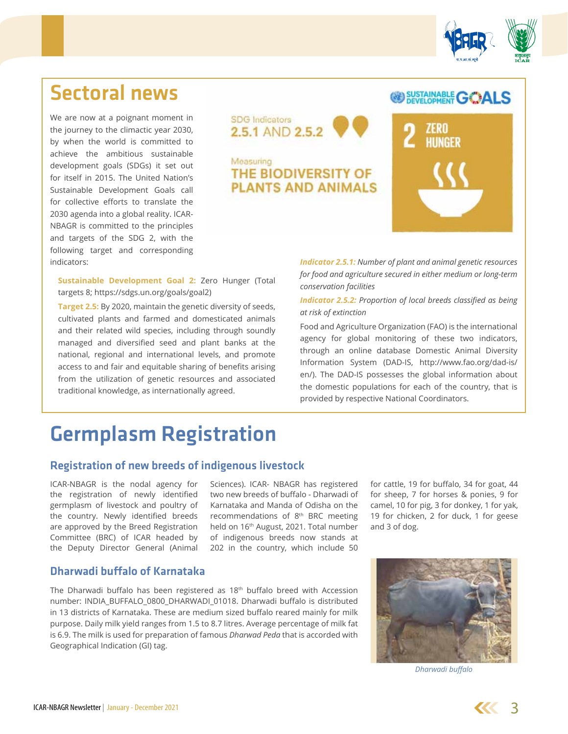# Sectoral news

We are now at a poignant moment in the journey to the climactic year 2030, by when the world is committed to achieve the ambitious sustainable development goals (SDGs) it set out for itself in 2015. The United Nation's Sustainable Development Goals call for collective efforts to translate the 2030 agenda into a global reality. ICAR-NBAGR is committed to the principles and targets of the SDG 2, with the following target and corresponding indicators:

SDG Indicators
2.5.1 AND 2.5.2

Measuring
THE BIODIVERSITY OF PLANTS AND ANIMALS

SUSTAINABLE DEVELOPMENT GOALS

2 ZERO HUNGER

**Sustainable Development Goal 2:** Zero Hunger (Total targets 8; https://sdgs.un.org/goals/goal2)

**Target 2.5:** By 2020, maintain the genetic diversity of seeds, cultivated plants and farmed and domesticated animals and their related wild species, including through soundly managed and diversified seed and plant banks at the national, regional and international levels, and promote access to and fair and equitable sharing of benefits arising from the utilization of genetic resources and associated traditional knowledge, as internationally agreed.

***Indicator 2.5.1:*** *Number of plant and animal genetic resources for food and agriculture secured in either medium or long-term conservation facilities*

***Indicator 2.5.2:*** *Proportion of local breeds classified as being at risk of extinction*

Food and Agriculture Organization (FAO) is the international agency for global monitoring of these two indicators, through an online database Domestic Animal Diversity Information System (DAD-IS, http://www.fao.org/dad-is/en/). The DAD-IS possesses the global information about the domestic populations for each of the country, that is provided by respective National Coordinators.

# Germplasm Registration

## Registration of new breeds of indigenous livestock

ICAR-NBAGR is the nodal agency for the registration of newly identified germplasm of livestock and poultry of the country. Newly identified breeds are approved by the Breed Registration Committee (BRC) of ICAR headed by the Deputy Director General (Animal Sciences). ICAR- NBAGR has registered two new breeds of buffalo - Dharwadi of Karnataka and Manda of Odisha on the recommendations of 8th BRC meeting held on 16th August, 2021. Total number of indigenous breeds now stands at 202 in the country, which include 50 for cattle, 19 for buffalo, 34 for goat, 44 for sheep, 7 for horses & ponies, 9 for camel, 10 for pig, 3 for donkey, 1 for yak, 19 for chicken, 2 for duck, 1 for geese and 3 of dog.

## Dharwadi buffalo of Karnataka

The Dharwadi buffalo has been registered as 18th buffalo breed with Accession number: INDIA_BUFFALO_0800_DHARWADI_01018. Dharwadi buffalo is distributed in 13 districts of Karnataka. These are medium sized buffalo reared mainly for milk purpose. Daily milk yield ranges from 1.5 to 8.7 litres. Average percentage of milk fat is 6.9. The milk is used for preparation of famous *Dharwad Peda* that is accorded with Geographical Indication (GI) tag.

*Dharwadi buffalo*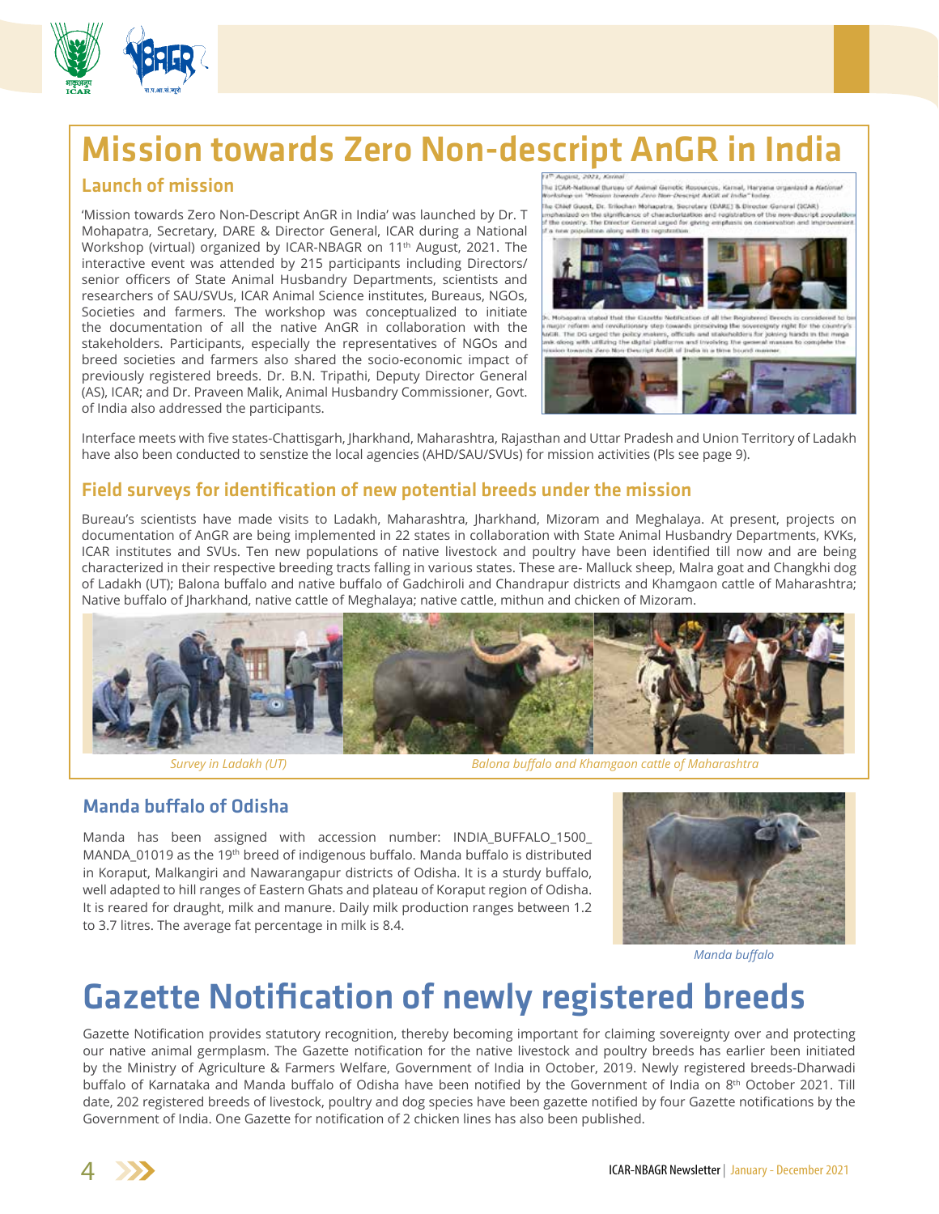# Mission towards Zero Non-descript AnGR in India

## Launch of mission

'Mission towards Zero Non-Descript AnGR in India' was launched by Dr. T Mohapatra, Secretary, DARE & Director General, ICAR during a National Workshop (virtual) organized by ICAR-NBAGR on 11th August, 2021. The interactive event was attended by 215 participants including Directors/ senior officers of State Animal Husbandry Departments, scientists and researchers of SAU/SVUs, ICAR Animal Science institutes, Bureaus, NGOs, Societies and farmers. The workshop was conceptualized to initiate the documentation of all the native AnGR in collaboration with the stakeholders. Participants, especially the representatives of NGOs and breed societies and farmers also shared the socio-economic impact of previously registered breeds. Dr. B.N. Tripathi, Deputy Director General (AS), ICAR; and Dr. Praveen Malik, Animal Husbandry Commissioner, Govt. of India also addressed the participants.

Interface meets with five states-Chattisgarh, Jharkhand, Maharashtra, Rajasthan and Uttar Pradesh and Union Territory of Ladakh have also been conducted to senstize the local agencies (AHD/SAU/SVUs) for mission activities (Pls see page 9).

## Field surveys for identification of new potential breeds under the mission

Bureau's scientists have made visits to Ladakh, Maharashtra, Jharkhand, Mizoram and Meghalaya. At present, projects on documentation of AnGR are being implemented in 22 states in collaboration with State Animal Husbandry Departments, KVKs, ICAR institutes and SVUs. Ten new populations of native livestock and poultry have been identified till now and are being characterized in their respective breeding tracts falling in various states. These are- Malluck sheep, Malra goat and Changkhi dog of Ladakh (UT); Balona buffalo and native buffalo of Gadchiroli and Chandrapur districts and Khamgaon cattle of Maharashtra; Native buffalo of Jharkhand, native cattle of Meghalaya; native cattle, mithun and chicken of Mizoram.

*Survey in Ladakh (UT)*

*Balona buffalo and Khamgaon cattle of Maharashtra*

## Manda buffalo of Odisha

Manda has been assigned with accession number: INDIA_BUFFALO_1500_MANDA_01019 as the 19th breed of indigenous buffalo. Manda buffalo is distributed in Koraput, Malkangiri and Nawarangapur districts of Odisha. It is a sturdy buffalo, well adapted to hill ranges of Eastern Ghats and plateau of Koraput region of Odisha. It is reared for draught, milk and manure. Daily milk production ranges between 1.2 to 3.7 litres. The average fat percentage in milk is 8.4.

*Manda buffalo*

# Gazette Notification of newly registered breeds

Gazette Notification provides statutory recognition, thereby becoming important for claiming sovereignty over and protecting our native animal germplasm. The Gazette notification for the native livestock and poultry breeds has earlier been initiated by the Ministry of Agriculture & Farmers Welfare, Government of India in October, 2019. Newly registered breeds-Dharwadi buffalo of Karnataka and Manda buffalo of Odisha have been notified by the Government of India on 8th October 2021. Till date, 202 registered breeds of livestock, poultry and dog species have been gazette notified by four Gazette notifications by the Government of India. One Gazette for notification of 2 chicken lines has also been published.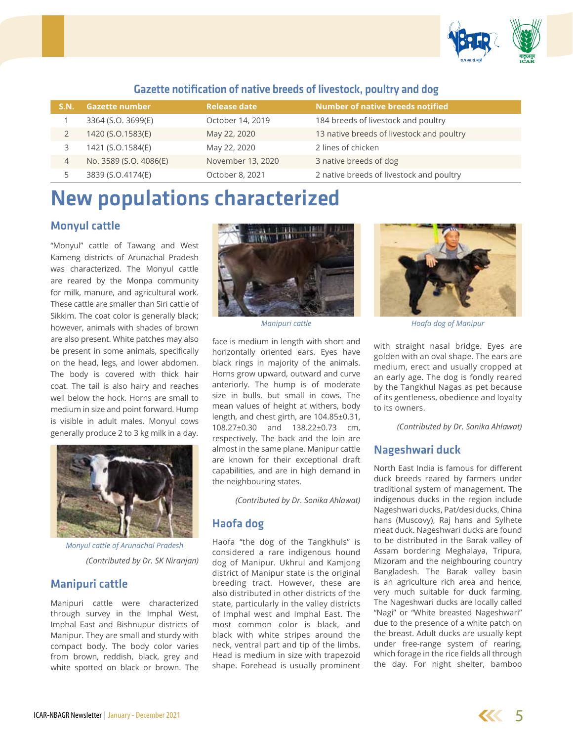### Gazette notification of native breeds of livestock, poultry and dog

| S.N. | Gazette number | Release date | Number of native breeds notified |
|---|---|---|---|
| 1 | 3364 (S.O. 3699(E) | October 14, 2019 | 184 breeds of livestock and poultry |
| 2 | 1420 (S.O.1583(E) | May 22, 2020 | 13 native breeds of livestock and poultry |
| 3 | 1421 (S.O.1584(E) | May 22, 2020 | 2 lines of chicken |
| 4 | No. 3589 (S.O. 4086(E) | November 13, 2020 | 3 native breeds of dog |
| 5 | 3839 (S.O.4174(E) | October 8, 2021 | 2 native breeds of livestock and poultry |

# New populations characterized

## Monyul cattle

"Monyul" cattle of Tawang and West Kameng districts of Arunachal Pradesh was characterized. The Monyul cattle are reared by the Monpa community for milk, manure, and agricultural work. These cattle are smaller than Siri cattle of Sikkim. The coat color is generally black; however, animals with shades of brown are also present. White patches may also be present in some animals, specifically on the head, legs, and lower abdomen. The body is covered with thick hair coat. The tail is also hairy and reaches well below the hock. Horns are small to medium in size and point forward. Hump is visible in adult males. Monyul cows generally produce 2 to 3 kg milk in a day.

*Monyul cattle of Arunachal Pradesh*

*(Contributed by Dr. SK Niranjan)*

## Manipuri cattle

Manipuri cattle were characterized through survey in the Imphal West, Imphal East and Bishnupur districts of Manipur. They are small and sturdy with compact body. The body color varies from brown, reddish, black, grey and white spotted on black or brown. The face is medium in length with short and horizontally oriented ears. Eyes have black rings in majority of the animals. Horns grow upward, outward and curve anteriorly. The hump is of moderate size in bulls, but small in cows. The mean values of height at withers, body length, and chest girth, are 104.85±0.31, 108.27±0.30 and 138.22±0.73 cm, respectively. The back and the loin are almost in the same plane. Manipur cattle are known for their exceptional draft capabilities, and are in high demand in the neighbouring states.

*Manipuri cattle*

*(Contributed by Dr. Sonika Ahlawat)*

## Haofa dog

Haofa "the dog of the Tangkhuls" is considered a rare indigenous hound dog of Manipur. Ukhrul and Kamjong district of Manipur state is the original breeding tract. However, these are also distributed in other districts of the state, particularly in the valley districts of Imphal west and Imphal East. The most common color is black, and black with white stripes around the neck, ventral part and tip of the limbs. Head is medium in size with trapezoid shape. Forehead is usually prominent with straight nasal bridge. Eyes are golden with an oval shape. The ears are medium, erect and usually cropped at an early age. The dog is fondly reared by the Tangkhul Nagas as pet because of its gentleness, obedience and loyalty to its owners.

*Hoafa dog of Manipur*

*(Contributed by Dr. Sonika Ahlawat)*

## Nageshwari duck

North East India is famous for different duck breeds reared by farmers under traditional system of management. The indigenous ducks in the region include Nageshwari ducks, Pat/desi ducks, China hans (Muscovy), Raj hans and Sylhete meat duck. Nageshwari ducks are found to be distributed in the Barak valley of Assam bordering Meghalaya, Tripura, Mizoram and the neighbouring country Bangladesh. The Barak valley basin is an agriculture rich area and hence, very much suitable for duck farming. The Nageshwari ducks are locally called "Nagi" or "White breasted Nageshwari" due to the presence of a white patch on the breast. Adult ducks are usually kept under free-range system of rearing, which forage in the rice fields all through the day. For night shelter, bamboo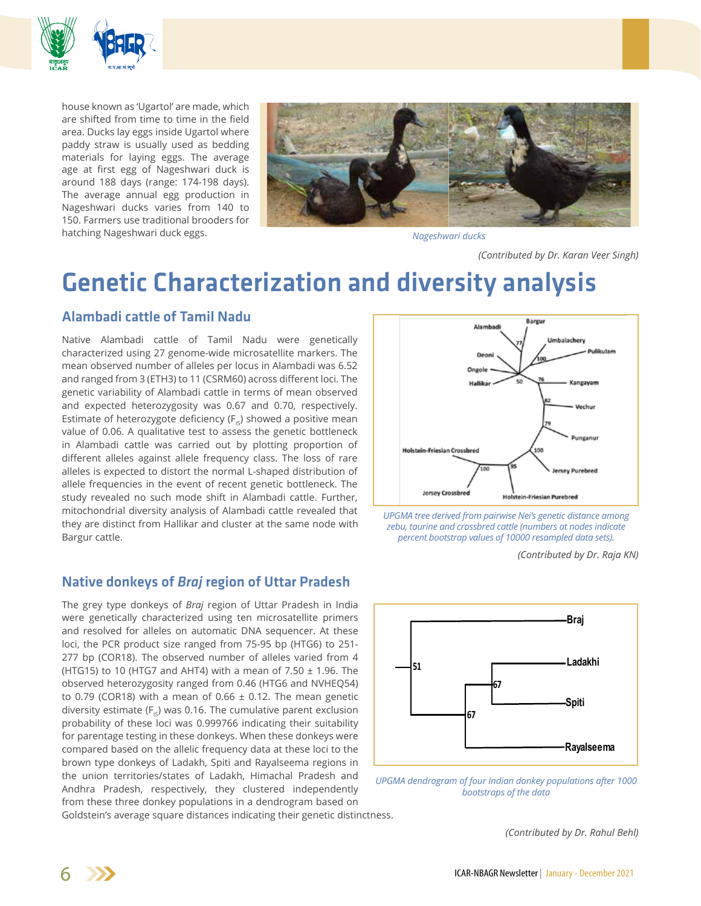house known as 'Ugartol' are made, which are shifted from time to time in the field area. Ducks lay eggs inside Ugartol where paddy straw is usually used as bedding materials for laying eggs. The average age at first egg of Nageshwari duck is around 188 days (range: 174-198 days). The average annual egg production in Nageshwari ducks varies from 140 to 150. Farmers use traditional brooders for hatching Nageshwari duck eggs.

*Nageshwari ducks*

*(Contributed by Dr. Karan Veer Singh)*

# Genetic Characterization and diversity analysis

## Alambadi cattle of Tamil Nadu

Native Alambadi cattle of Tamil Nadu were genetically characterized using 27 genome-wide microsatellite markers. The mean observed number of alleles per locus in Alambadi was 6.52 and ranged from 3 (ETH3) to 11 (CSRM60) across different loci. The genetic variability of Alambadi cattle in terms of mean observed and expected heterozygosity was 0.67 and 0.70, respectively. Estimate of heterozygote deficiency ($F_{IS}$) showed a positive mean value of 0.06. A qualitative test to assess the genetic bottleneck in Alambadi cattle was carried out by plotting proportion of different alleles against allele frequency class. The loss of rare alleles is expected to distort the normal L-shaped distribution of allele frequencies in the event of recent genetic bottleneck. The study revealed no such mode shift in Alambadi cattle. Further, mitochondrial diversity analysis of Alambadi cattle revealed that they are distinct from Hallikar and cluster at the same node with Bargur cattle.

*UPGMA tree derived from pairwise Nei's genetic distance among zebu, taurine and crossbred cattle (numbers at nodes indicate percent bootstrap values of 10000 resampled data sets).*

*(Contributed by Dr. Raja KN)*

## Native donkeys of *Braj* region of Uttar Pradesh

The grey type donkeys of *Braj* region of Uttar Pradesh in India were genetically characterized using ten microsatellite primers and resolved for alleles on automatic DNA sequencer. At these loci, the PCR product size ranged from 75-95 bp (HTG6) to 251-277 bp (COR18). The observed number of alleles varied from 4 (HTG15) to 10 (HTG7 and AHT4) with a mean of 7.50 ± 1.96. The observed heterozygosity ranged from 0.46 (HTG6 and NVHEQ54) to 0.79 (COR18) with a mean of 0.66 ± 0.12. The mean genetic diversity estimate ($F_{IS}$) was 0.16. The cumulative parent exclusion probability of these loci was 0.999766 indicating their suitability for parentage testing in these donkeys. When these donkeys were compared based on the allelic frequency data at these loci to the brown type donkeys of Ladakh, Spiti and Rayalseema regions in the union territories/states of Ladakh, Himachal Pradesh and Andhra Pradesh, respectively, they clustered independently from these three donkey populations in a dendrogram based on Goldstein's average square distances indicating their genetic distinctness.

*UPGMA dendrogram of four Indian donkey populations after 1000 bootstraps of the data*

*(Contributed by Dr. Rahul Behl)*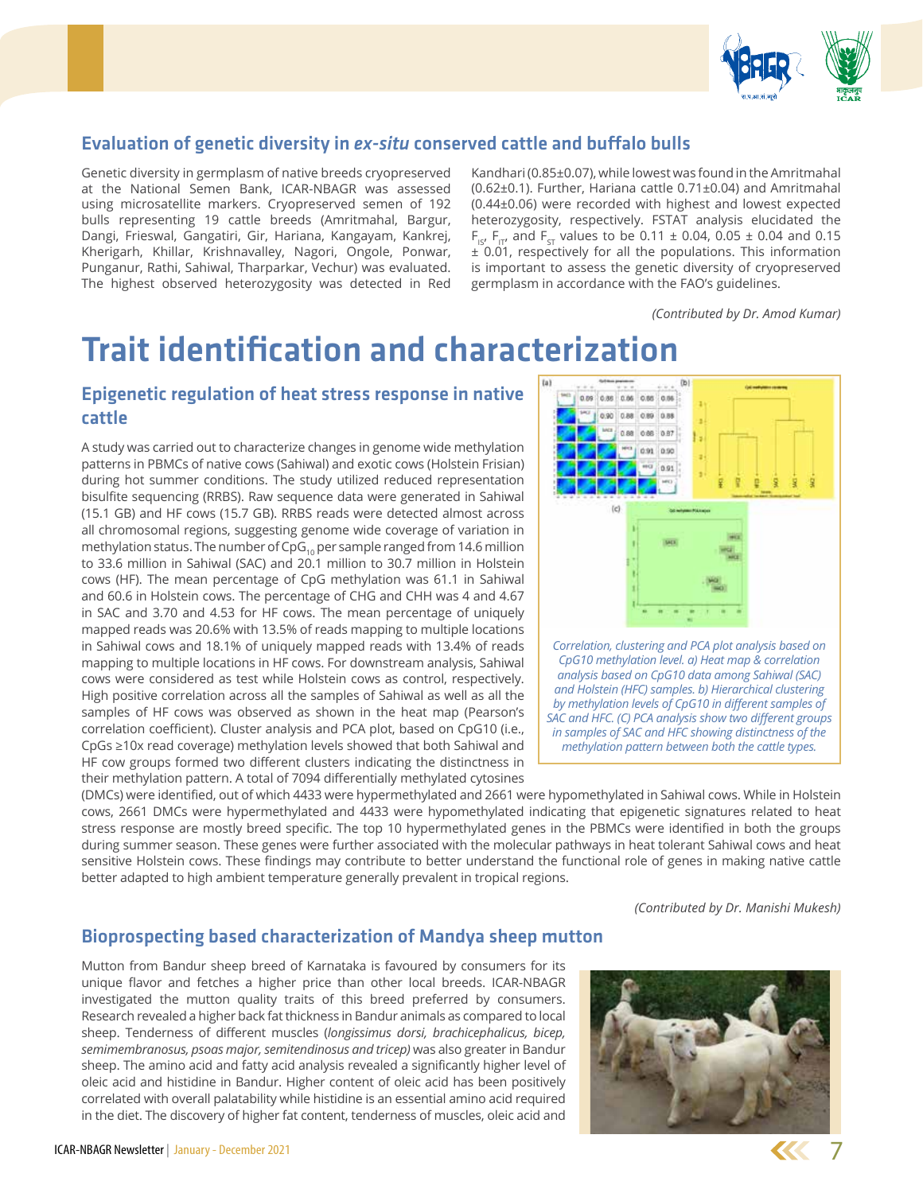## Evaluation of genetic diversity in *ex-situ* conserved cattle and buffalo bulls

Genetic diversity in germplasm of native breeds cryopreserved at the National Semen Bank, ICAR-NBAGR was assessed using microsatellite markers. Cryopreserved semen of 192 bulls representing 19 cattle breeds (Amritmahal, Bargur, Dangi, Frieswal, Gangatiri, Gir, Hariana, Kangayam, Kankrej, Kherigarh, Khillar, Krishnavalley, Nagori, Ongole, Ponwar, Punganur, Rathi, Sahiwal, Tharparkar, Vechur) was evaluated. The highest observed heterozygosity was detected in Red Kandhari (0.85±0.07), while lowest was found in the Amritmahal (0.62±0.1). Further, Hariana cattle 0.71±0.04) and Amritmahal (0.44±0.06) were recorded with highest and lowest expected heterozygosity, respectively. FSTAT analysis elucidated the $F_{IS}$, $F_{IT}$, and $F_{ST}$ values to be 0.11 ± 0.04, 0.05 ± 0.04 and 0.15 ± 0.01, respectively for all the populations. This information is important to assess the genetic diversity of cryopreserved germplasm in accordance with the FAO's guidelines.

*(Contributed by Dr. Amod Kumar)*

# Trait identification and characterization

## Epigenetic regulation of heat stress response in native cattle

A study was carried out to characterize changes in genome wide methylation patterns in PBMCs of native cows (Sahiwal) and exotic cows (Holstein Frisian) during hot summer conditions. The study utilized reduced representation bisulfite sequencing (RRBS). Raw sequence data were generated in Sahiwal (15.1 GB) and HF cows (15.7 GB). RRBS reads were detected almost across all chromosomal regions, suggesting genome wide coverage of variation in methylation status. The number of $CpG_{10}$ per sample ranged from 14.6 million to 33.6 million in Sahiwal (SAC) and 20.1 million to 30.7 million in Holstein cows (HF). The mean percentage of CpG methylation was 61.1 in Sahiwal and 60.6 in Holstein cows. The percentage of CHG and CHH was 4 and 4.67 in SAC and 3.70 and 4.53 for HF cows. The mean percentage of uniquely mapped reads was 20.6% with 13.5% of reads mapping to multiple locations in Sahiwal cows and 18.1% of uniquely mapped reads with 13.4% of reads mapping to multiple locations in HF cows. For downstream analysis, Sahiwal cows were considered as test while Holstein cows as control, respectively. High positive correlation across all the samples of Sahiwal as well as all the samples of HF cows was observed as shown in the heat map (Pearson's correlation coefficient). Cluster analysis and PCA plot, based on CpG10 (i.e., CpGs ≥10x read coverage) methylation levels showed that both Sahiwal and HF cow groups formed two different clusters indicating the distinctness in their methylation pattern. A total of 7094 differentially methylated cytosines (DMCs) were identified, out of which 4433 were hypermethylated and 2661 were hypomethylated in Sahiwal cows. While in Holstein cows, 2661 DMCs were hypermethylated and 4433 were hypomethylated indicating that epigenetic signatures related to heat stress response are mostly breed specific. The top 10 hypermethylated genes in the PBMCs were identified in both the groups during summer season. These genes were further associated with the molecular pathways in heat tolerant Sahiwal cows and heat sensitive Holstein cows. These findings may contribute to better understand the functional role of genes in making native cattle better adapted to high ambient temperature generally prevalent in tropical regions.

*Correlation, clustering and PCA plot analysis based on CpG10 methylation level. a) Heat map & correlation analysis based on CpG10 data among Sahiwal (SAC) and Holstein (HFC) samples. b) Hierarchical clustering by methylation levels of CpG10 in different samples of SAC and HFC. (C) PCA analysis show two different groups in samples of SAC and HFC showing distinctness of the methylation pattern between both the cattle types.*

*(Contributed by Dr. Manishi Mukesh)*

## Bioprospecting based characterization of Mandya sheep mutton

Mutton from Bandur sheep breed of Karnataka is favoured by consumers for its unique flavor and fetches a higher price than other local breeds. ICAR-NBAGR investigated the mutton quality traits of this breed preferred by consumers. Research revealed a higher back fat thickness in Bandur animals as compared to local sheep. Tenderness of different muscles (*longissimus dorsi, brachicephalicus, bicep, semimembranosus, psoas major, semitendinosus and tricep)* was also greater in Bandur sheep. The amino acid and fatty acid analysis revealed a significantly higher level of oleic acid and histidine in Bandur. Higher content of oleic acid has been positively correlated with overall palatability while histidine is an essential amino acid required in the diet. The discovery of higher fat content, tenderness of muscles, oleic acid and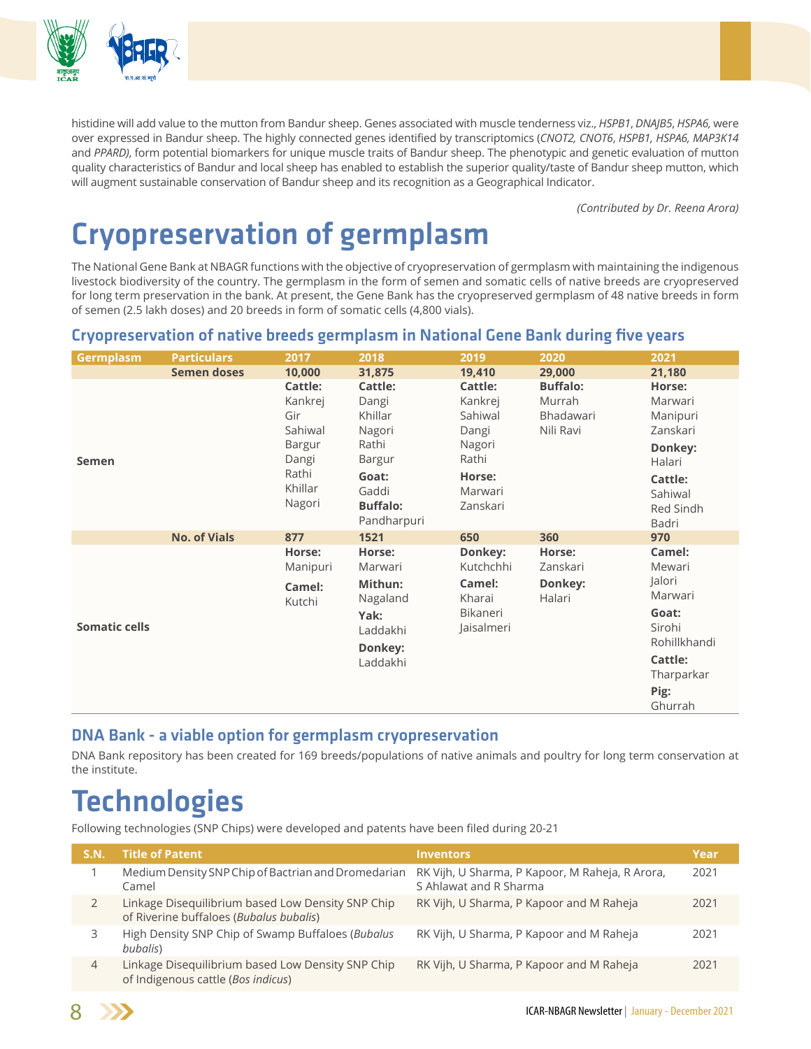histidine will add value to the mutton from Bandur sheep. Genes associated with muscle tenderness viz., *HSPB1*, *DNAJB5*, *HSPA6*, were over expressed in Bandur sheep. The highly connected genes identified by transcriptomics (*CNOT2, CNOT6*, *HSPB1*, *HSPA6, MAP3K14* and *PPARD)*, form potential biomarkers for unique muscle traits of Bandur sheep. The phenotypic and genetic evaluation of mutton quality characteristics of Bandur and local sheep has enabled to establish the superior quality/taste of Bandur sheep mutton, which will augment sustainable conservation of Bandur sheep and its recognition as a Geographical Indicator.

*(Contributed by Dr. Reena Arora)*

# Cryopreservation of germplasm

The National Gene Bank at NBAGR functions with the objective of cryopreservation of germplasm with maintaining the indigenous livestock biodiversity of the country. The germplasm in the form of semen and somatic cells of native breeds are cryopreserved for long term preservation in the bank. At present, the Gene Bank has the cryopreserved germplasm of 48 native breeds in form of semen (2.5 lakh doses) and 20 breeds in form of somatic cells (4,800 vials).

## Cryopreservation of native breeds germplasm in National Gene Bank during five years

| Germplasm | Particulars | 2017 | 2018 | 2019 | 2020 | 2021 |
|---|---|---|---|---|---|---|
| | **Semen doses** | **10,000** | **31,875** | **19,410** | **29,000** | **21,180** |
| **Semen** | | **Cattle:** Kankrej, Gir, Sahiwal, Bargur, Dangi, Rathi, Khillar, Nagori | **Cattle:** Dangi, Khillar, Nagori, Rathi, Bargur **Goat:** Gaddi **Buffalo:** Pandharpuri | **Cattle:** Kankrej, Sahiwal, Dangi, Nagori, Rathi **Horse:** Marwari, Zanskari | **Buffalo:** Murrah, Bhadawari, Nili Ravi | **Horse:** Marwari, Manipuri, Zanskari **Donkey:** Halari **Cattle:** Sahiwal, Red Sindh, Badri |
| | **No. of Vials** | **877** | **1521** | **650** | **360** | **970** |
| **Somatic cells** | | **Horse:** Manipuri **Camel:** Kutchi | **Horse:** Marwari **Mithun:** Nagaland **Yak:** Laddakhi **Donkey:** Laddakhi | **Donkey:** Kutchchhi **Camel:** Kharai, Bikaneri, Jaisalmeri | **Horse:** Zanskari **Donkey:** Halari | **Camel:** Mewari, Jalori, Marwari **Goat:** Sirohi, Rohillkhandi **Cattle:** Tharparkar **Pig:** Ghurrah |

## DNA Bank - a viable option for germplasm cryopreservation

DNA Bank repository has been created for 169 breeds/populations of native animals and poultry for long term conservation at the institute.

# Technologies

Following technologies (SNP Chips) were developed and patents have been filed during 20-21

| S.N. | Title of Patent | Inventors | Year |
|---|---|---|---|
| 1 | Medium Density SNP Chip of Bactrian and Dromedarian Camel | RK Vijh, U Sharma, P Kapoor, M Raheja, R Arora, S Ahlawat and R Sharma | 2021 |
| 2 | Linkage Disequilibrium based Low Density SNP Chip of Riverine buffaloes (*Bubalus bubalis*) | RK Vijh, U Sharma, P Kapoor and M Raheja | 2021 |
| 3 | High Density SNP Chip of Swamp Buffaloes (*Bubalus bubalis*) | RK Vijh, U Sharma, P Kapoor and M Raheja | 2021 |
| 4 | Linkage Disequilibrium based Low Density SNP Chip of Indigenous cattle (*Bos indicus*) | RK Vijh, U Sharma, P Kapoor and M Raheja | 2021 |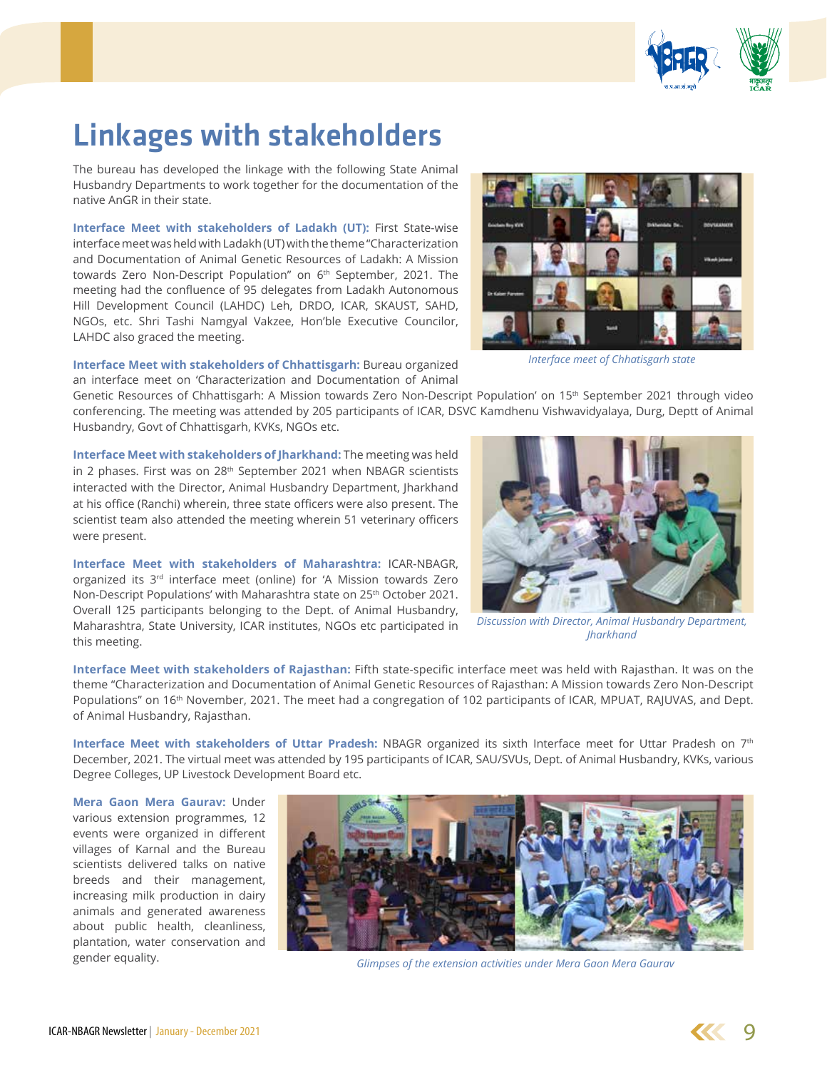# Linkages with stakeholders

The bureau has developed the linkage with the following State Animal Husbandry Departments to work together for the documentation of the native AnGR in their state.

**Interface Meet with stakeholders of Ladakh (UT):** First State-wise interface meet was held with Ladakh (UT) with the theme "Characterization and Documentation of Animal Genetic Resources of Ladakh: A Mission towards Zero Non-Descript Population" on 6th September, 2021. The meeting had the confluence of 95 delegates from Ladakh Autonomous Hill Development Council (LAHDC) Leh, DRDO, ICAR, SKAUST, SAHD, NGOs, etc. Shri Tashi Namgyal Vakzee, Hon'ble Executive Councilor, LAHDC also graced the meeting.

*Interface meet of Chhatisgarh state*

**Interface Meet with stakeholders of Chhattisgarh:** Bureau organized an interface meet on 'Characterization and Documentation of Animal Genetic Resources of Chhattisgarh: A Mission towards Zero Non-Descript Population' on 15th September 2021 through video conferencing. The meeting was attended by 205 participants of ICAR, DSVC Kamdhenu Vishwavidyalaya, Durg, Deptt of Animal Husbandry, Govt of Chhattisgarh, KVKs, NGOs etc.

**Interface Meet with stakeholders of Jharkhand:** The meeting was held in 2 phases. First was on 28th September 2021 when NBAGR scientists interacted with the Director, Animal Husbandry Department, Jharkhand at his office (Ranchi) wherein, three state officers were also present. The scientist team also attended the meeting wherein 51 veterinary officers were present.

**Interface Meet with stakeholders of Maharashtra:** ICAR-NBAGR, organized its 3rd interface meet (online) for 'A Mission towards Zero Non-Descript Populations' with Maharashtra state on 25th October 2021. Overall 125 participants belonging to the Dept. of Animal Husbandry, Maharashtra, State University, ICAR institutes, NGOs etc participated in this meeting.

*Discussion with Director, Animal Husbandry Department, Jharkhand*

**Interface Meet with stakeholders of Rajasthan:** Fifth state-specific interface meet was held with Rajasthan. It was on the theme "Characterization and Documentation of Animal Genetic Resources of Rajasthan: A Mission towards Zero Non-Descript Populations" on 16th November, 2021. The meet had a congregation of 102 participants of ICAR, MPUAT, RAJUVAS, and Dept. of Animal Husbandry, Rajasthan.

**Interface Meet with stakeholders of Uttar Pradesh:** NBAGR organized its sixth Interface meet for Uttar Pradesh on 7th December, 2021. The virtual meet was attended by 195 participants of ICAR, SAU/SVUs, Dept. of Animal Husbandry, KVKs, various Degree Colleges, UP Livestock Development Board etc.

**Mera Gaon Mera Gaurav:** Under various extension programmes, 12 events were organized in different villages of Karnal and the Bureau scientists delivered talks on native breeds and their management, increasing milk production in dairy animals and generated awareness about public health, cleanliness, plantation, water conservation and gender equality.

*Glimpses of the extension activities under Mera Gaon Mera Gaurav*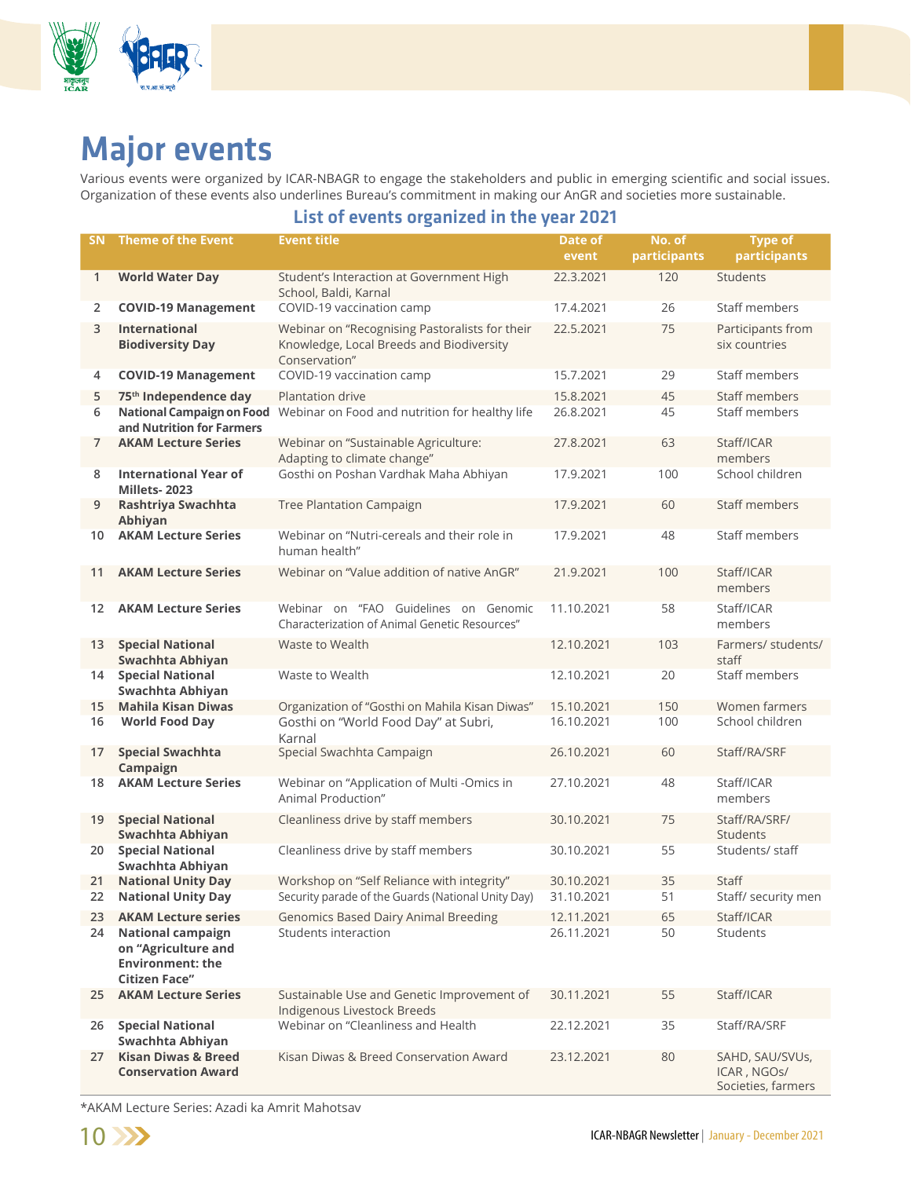# Major events

Various events were organized by ICAR-NBAGR to engage the stakeholders and public in emerging scientific and social issues. Organization of these events also underlines Bureau's commitment in making our AnGR and societies more sustainable.

## List of events organized in the year 2021

| SN | Theme of the Event | Event title | Date of event | No. of participants | Type of participants |
|---|---|---|---|---|---|
| 1 | **World Water Day** | Student's Interaction at Government High School, Baldi, Karnal | 22.3.2021 | 120 | Students |
| 2 | **COVID-19 Management** | COVID-19 vaccination camp | 17.4.2021 | 26 | Staff members |
| 3 | **International Biodiversity Day** | Webinar on "Recognising Pastoralists for their Knowledge, Local Breeds and Biodiversity Conservation" | 22.5.2021 | 75 | Participants from six countries |
| 4 | **COVID-19 Management** | COVID-19 vaccination camp | 15.7.2021 | 29 | Staff members |
| 5 | **75th Independence day** | Plantation drive | 15.8.2021 | 45 | Staff members |
| 6 | **National Campaign on Food and Nutrition for Farmers** | Webinar on Food and nutrition for healthy life | 26.8.2021 | 45 | Staff members |
| 7 | **AKAM Lecture Series** | Webinar on "Sustainable Agriculture: Adapting to climate change" | 27.8.2021 | 63 | Staff/ICAR members |
| 8 | **International Year of Millets- 2023** | Gosthi on Poshan Vardhak Maha Abhiyan | 17.9.2021 | 100 | School children |
| 9 | **Rashtriya Swachhta Abhiyan** | Tree Plantation Campaign | 17.9.2021 | 60 | Staff members |
| 10 | **AKAM Lecture Series** | Webinar on "Nutri-cereals and their role in human health" | 17.9.2021 | 48 | Staff members |
| 11 | **AKAM Lecture Series** | Webinar on "Value addition of native AnGR" | 21.9.2021 | 100 | Staff/ICAR members |
| 12 | **AKAM Lecture Series** | Webinar on "FAO Guidelines on Genomic Characterization of Animal Genetic Resources" | 11.10.2021 | 58 | Staff/ICAR members |
| 13 | **Special National Swachhta Abhiyan** | Waste to Wealth | 12.10.2021 | 103 | Farmers/ students/ staff |
| 14 | **Special National Swachhta Abhiyan** | Waste to Wealth | 12.10.2021 | 20 | Staff members |
| 15 | **Mahila Kisan Diwas** | Organization of "Gosthi on Mahila Kisan Diwas" | 15.10.2021 | 150 | Women farmers |
| 16 | **World Food Day** | Gosthi on "World Food Day" at Subri, Karnal | 16.10.2021 | 100 | School children |
| 17 | **Special Swachhta Campaign** | Special Swachhta Campaign | 26.10.2021 | 60 | Staff/RA/SRF |
| 18 | **AKAM Lecture Series** | Webinar on "Application of Multi -Omics in Animal Production" | 27.10.2021 | 48 | Staff/ICAR members |
| 19 | **Special National Swachhta Abhiyan** | Cleanliness drive by staff members | 30.10.2021 | 75 | Staff/RA/SRF/ Students |
| 20 | **Special National Swachhta Abhiyan** | Cleanliness drive by staff members | 30.10.2021 | 55 | Students/ staff |
| 21 | **National Unity Day** | Workshop on "Self Reliance with integrity" | 30.10.2021 | 35 | Staff |
| 22 | **National Unity Day** | Security parade of the Guards (National Unity Day) | 31.10.2021 | 51 | Staff/ security men |
| 23 | **AKAM Lecture series** | Genomics Based Dairy Animal Breeding | 12.11.2021 | 65 | Staff/ICAR |
| 24 | **National campaign on "Agriculture and Environment: the Citizen Face"** | Students interaction | 26.11.2021 | 50 | Students |
| 25 | **AKAM Lecture Series** | Sustainable Use and Genetic Improvement of Indigenous Livestock Breeds | 30.11.2021 | 55 | Staff/ICAR |
| 26 | **Special National Swachhta Abhiyan** | Webinar on "Cleanliness and Health | 22.12.2021 | 35 | Staff/RA/SRF |
| 27 | **Kisan Diwas & Breed Conservation Award** | Kisan Diwas & Breed Conservation Award | 23.12.2021 | 80 | SAHD, SAU/SVUs, ICAR , NGOs/ Societies, farmers |

*AKAM Lecture Series: Azadi ka Amrit Mahotsav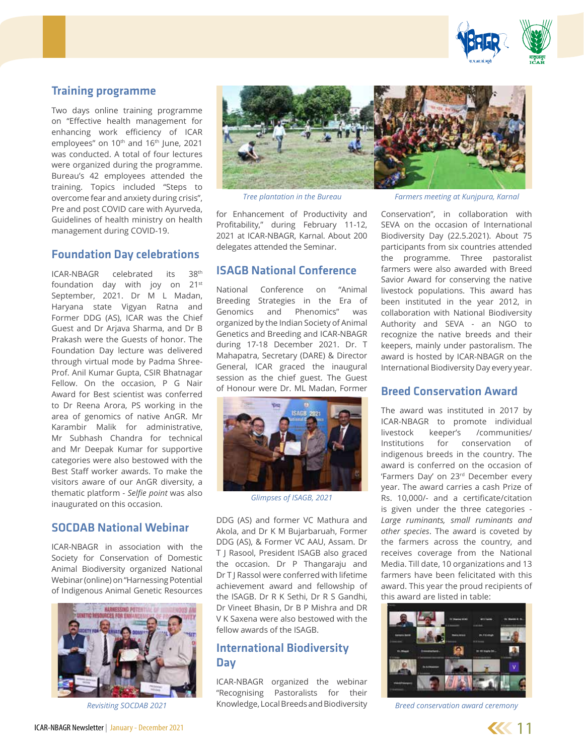## Training programme

Two days online training programme on "Effective health management for enhancing work efficiency of ICAR employees" on 10th and 16th June, 2021 was conducted. A total of four lectures were organized during the programme. Bureau's 42 employees attended the training. Topics included "Steps to overcome fear and anxiety during crisis", Pre and post COVID care with Ayurveda, Guidelines of health ministry on health management during COVID-19.

## Foundation Day celebrations

ICAR-NBAGR celebrated its 38th foundation day with joy on 21st September, 2021. Dr M L Madan, Haryana state Vigyan Ratna and Former DDG (AS), ICAR was the Chief Guest and Dr Arjava Sharma, and Dr B Prakash were the Guests of honor. The Foundation Day lecture was delivered through virtual mode by Padma Shree-Prof. Anil Kumar Gupta, CSIR Bhatnagar Fellow. On the occasion, P G Nair Award for Best scientist was conferred to Dr Reena Arora, PS working in the area of genomics of native AnGR. Mr Karambir Malik for administrative, Mr Subhash Chandra for technical and Mr Deepak Kumar for supportive categories were also bestowed with the Best Staff worker awards. To make the visitors aware of our AnGR diversity, a thematic platform - *Selfie point* was also inaugurated on this occasion.

## SOCDAB National Webinar

ICAR-NBAGR in association with the Society for Conservation of Domestic Animal Biodiversity organized National Webinar (online) on "Harnessing Potential of Indigenous Animal Genetic Resources for Enhancement of Productivity and Profitability," during February 11-12, 2021 at ICAR-NBAGR, Karnal. About 200 delegates attended the Seminar.

*Revisiting SOCDAB 2021*

*Tree plantation in the Bureau*

*Farmers meeting at Kunjpura, Karnal*

## ISAGB National Conference

National Conference on "Animal Breeding Strategies in the Era of Genomics and Phenomics" was organized by the Indian Society of Animal Genetics and Breeding and ICAR-NBAGR during 17-18 December 2021. Dr. T Mahapatra, Secretary (DARE) & Director General, ICAR graced the inaugural session as the chief guest. The Guest of Honour were Dr. ML Madan, Former DDG (AS) and former VC Mathura and Akola, and Dr K M Bujarbaruah, Former DDG (AS), & Former VC AAU, Assam. Dr T J Rasool, President ISAGB also graced the occasion. Dr P Thangaraju and Dr T J Rassol were conferred with lifetime achievement award and fellowship of the ISAGB. Dr R K Sethi, Dr R S Gandhi, Dr Vineet Bhasin, Dr B P Mishra and DR V K Saxena were also bestowed with the fellow awards of the ISAGB.

*Glimpses of ISAGB, 2021*

## International Biodiversity Day

ICAR-NBAGR organized the webinar "Recognising Pastoralists for their Knowledge, Local Breeds and Biodiversity Conservation", in collaboration with SEVA on the occasion of International Biodiversity Day (22.5.2021). About 75 participants from six countries attended the programme. Three pastoralist farmers were also awarded with Breed Savior Award for conserving the native livestock populations. This award has been instituted in the year 2012, in collaboration with National Biodiversity Authority and SEVA - an NGO to recognize the native breeds and their keepers, mainly under pastoralism. The award is hosted by ICAR-NBAGR on the International Biodiversity Day every year.

## Breed Conservation Award

The award was instituted in 2017 by ICAR-NBAGR to promote individual livestock keeper's /communities/ Institutions for conservation of indigenous breeds in the country. The award is conferred on the occasion of 'Farmers Day' on 23rd December every year. The award carries a cash Prize of Rs. 10,000/- and a certificate/citation is given under the three categories - *Large ruminants, small ruminants and other species*. The award is coveted by the farmers across the country, and receives coverage from the National Media. Till date, 10 organizations and 13 farmers have been felicitated with this award. This year the proud recipients of this award are listed in table:

*Breed conservation award ceremony*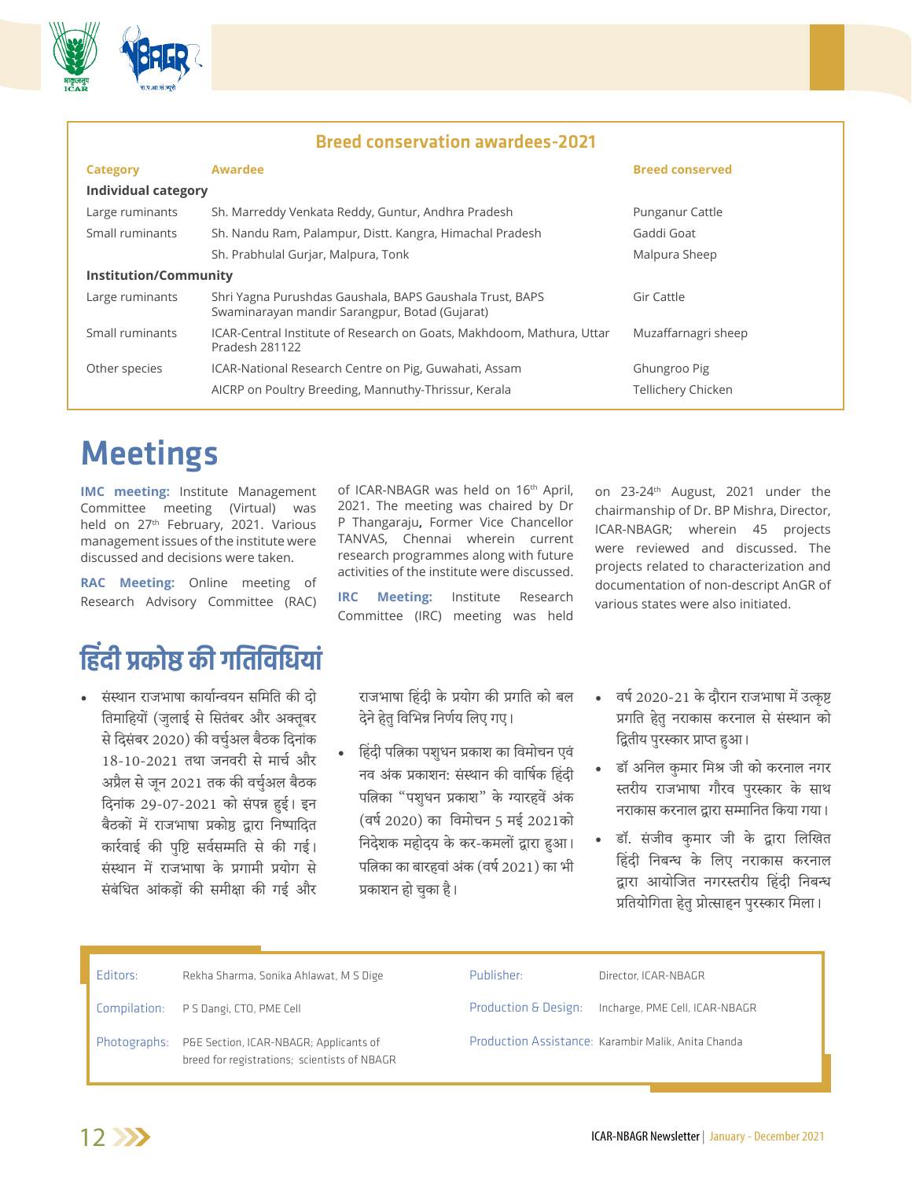## Breed conservation awardees-2021

| Category | Awardee | Breed conserved |
|---|---|---|
| **Individual category** | | |
| Large ruminants | Sh. Marreddy Venkata Reddy, Guntur, Andhra Pradesh | Punganur Cattle |
| Small ruminants | Sh. Nandu Ram, Palampur, Distt. Kangra, Himachal Pradesh | Gaddi Goat |
| | Sh. Prabhulal Gurjar, Malpura, Tonk | Malpura Sheep |
| **Institution/Community** | | |
| Large ruminants | Shri Yagna Purushdas Gaushala, BAPS Gaushala Trust, BAPS Swaminarayan mandir Sarangpur, Botad (Gujarat) | Gir Cattle |
| Small ruminants | ICAR-Central Institute of Research on Goats, Makhdoom, Mathura, Uttar Pradesh 281122 | Muzaffarnagri sheep |
| Other species | ICAR-National Research Centre on Pig, Guwahati, Assam | Ghungroo Pig |
| | AICRP on Poultry Breeding, Mannuthy-Thrissur, Kerala | Tellichery Chicken |

# Meetings

**IMC meeting:** Institute Management Committee meeting (Virtual) was held on 27th February, 2021. Various management issues of the institute were discussed and decisions were taken.

**RAC Meeting:** Online meeting of Research Advisory Committee (RAC) of ICAR-NBAGR was held on 16th April, 2021. The meeting was chaired by Dr P Thangaraju**,** Former Vice Chancellor TANVAS, Chennai wherein current research programmes along with future activities of the institute were discussed.

**IRC Meeting:** Institute Research Committee (IRC) meeting was held on 23-24th August, 2021 under the chairmanship of Dr. BP Mishra, Director, ICAR-NBAGR; wherein 45 projects were reviewed and discussed. The projects related to characterization and documentation of non-descript AnGR of various states were also initiated.

# हिंदी प्रकोष्ठ की गतिविधियां

- संस्थान राजभाषा कार्यान्वयन समिति की दो तिमाहियों (जुलाई से सितंबर और अक्तूबर से दिसंबर 2020) की वर्चुअल बैठक दिनांक 18-10-2021 तथा जनवरी से मार्च और अप्रैल से जून 2021 तक की वर्चुअल बैठक दिनांक 29-07-2021 को संपन्न हुई। इन बैठकों में राजभाषा प्रकोष्ठ द्वारा निष्पादित कार्रवाई की पुष्टि सर्वसम्मति से की गई। संस्थान में राजभाषा के प्रगामी प्रयोग से संबंधित आंकड़ों की समीक्षा की गई और राजभाषा हिंदी के प्रयोग की प्रगति को बल देने हेतु विभिन्न निर्णय लिए गए।
- हिंदी पत्रिका पशुधन प्रकाश का विमोचन एवं नव अंक प्रकाशन: संस्थान की वार्षिक हिंदी पत्रिका "पशुधन प्रकाश" के ग्यारहवें अंक (वर्ष 2020) का विमोचन 5 मई 2021को निदेशक महोदय के कर-कमलों द्वारा हुआ। पत्रिका का बारहवां अंक (वर्ष 2021) का भी प्रकाशन हो चुका है।
- वर्ष 2020-21 के दौरान राजभाषा में उत्कृष्ट प्रगति हेतु नराकास करनाल से संस्थान को द्वितीय पुरस्कार प्राप्त हुआ।
- डॉ अनिल कुमार मिश्र जी को करनाल नगर स्तरीय राजभाषा गौरव पुरस्कार के साथ नराकास करनाल द्वारा सम्मानित किया गया।
- डॉ. संजीव कुमार जी के द्वारा लिखित हिंदी निबन्ध के लिए नराकास करनाल द्वारा आयोजित नगरस्तरीय हिंदी निबन्ध प्रतियोगिता हेतु प्रोत्साहन पुरस्कार मिला।

| | | | |
|---|---|---|---|
| Editors: | Rekha Sharma, Sonika Ahlawat, M S Dige | Publisher: | Director, ICAR-NBAGR |
| Compilation: | P S Dangi, CTO, PME Cell | Production & Design: | Incharge, PME Cell, ICAR-NBAGR |
| Photographs: | P&E Section, ICAR-NBAGR; Applicants of breed for registrations; scientists of NBAGR | Production Assistance: | Karambir Malik, Anita Chanda |